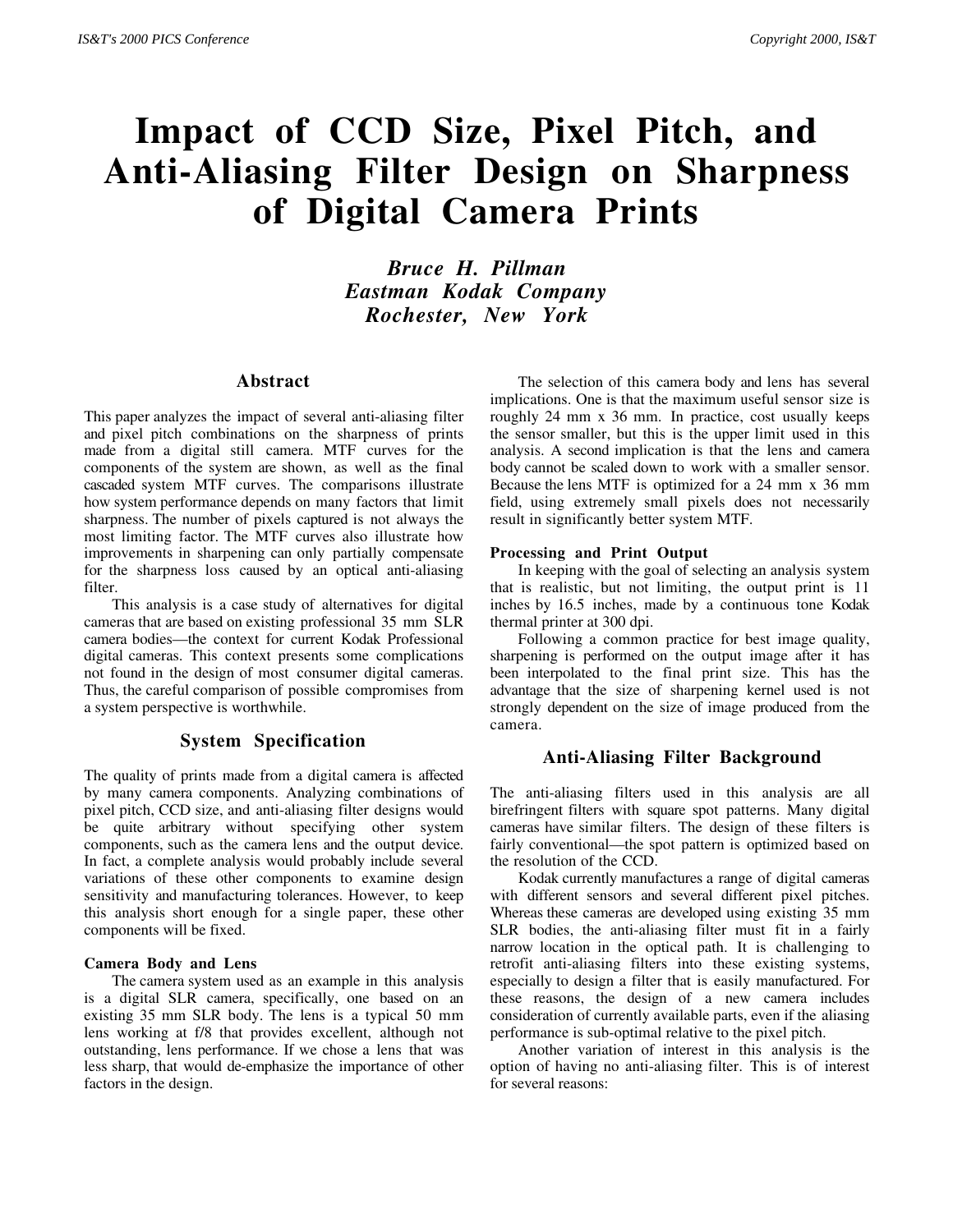# Impact of CCD Size, Pixel Pitch, and Anti-Aliasing Filter Design on Sharpness of Digital Camera Prints

***Bruce H. Pillman***
***Eastman Kodak Company***
***Rochester, New York***

## Abstract

This paper analyzes the impact of several anti-aliasing filter and pixel pitch combinations on the sharpness of prints made from a digital still camera. MTF curves for the components of the system are shown, as well as the final cascaded system MTF curves. The comparisons illustrate how system performance depends on many factors that limit sharpness. The number of pixels captured is not always the most limiting factor. The MTF curves also illustrate how improvements in sharpening can only partially compensate for the sharpness loss caused by an optical anti-aliasing filter.

This analysis is a case study of alternatives for digital cameras that are based on existing professional 35 mm SLR camera bodies—the context for current Kodak Professional digital cameras. This context presents some complications not found in the design of most consumer digital cameras. Thus, the careful comparison of possible compromises from a system perspective is worthwhile.

## System Specification

The quality of prints made from a digital camera is affected by many camera components. Analyzing combinations of pixel pitch, CCD size, and anti-aliasing filter designs would be quite arbitrary without specifying other system components, such as the camera lens and the output device. In fact, a complete analysis would probably include several variations of these other components to examine design sensitivity and manufacturing tolerances. However, to keep this analysis short enough for a single paper, these other components will be fixed.

### Camera Body and Lens

The camera system used as an example in this analysis is a digital SLR camera, specifically, one based on an existing 35 mm SLR body. The lens is a typical 50 mm lens working at f/8 that provides excellent, although not outstanding, lens performance. If we chose a lens that was less sharp, that would de-emphasize the importance of other factors in the design.

The selection of this camera body and lens has several implications. One is that the maximum useful sensor size is roughly 24 mm x 36 mm. In practice, cost usually keeps the sensor smaller, but this is the upper limit used in this analysis. A second implication is that the lens and camera body cannot be scaled down to work with a smaller sensor. Because the lens MTF is optimized for a 24 mm x 36 mm field, using extremely small pixels does not necessarily result in significantly better system MTF.

### Processing and Print Output

In keeping with the goal of selecting an analysis system that is realistic, but not limiting, the output print is 11 inches by 16.5 inches, made by a continuous tone Kodak thermal printer at 300 dpi.

Following a common practice for best image quality, sharpening is performed on the output image after it has been interpolated to the final print size. This has the advantage that the size of sharpening kernel used is not strongly dependent on the size of image produced from the camera.

## Anti-Aliasing Filter Background

The anti-aliasing filters used in this analysis are all birefringent filters with square spot patterns. Many digital cameras have similar filters. The design of these filters is fairly conventional—the spot pattern is optimized based on the resolution of the CCD.

Kodak currently manufactures a range of digital cameras with different sensors and several different pixel pitches. Whereas these cameras are developed using existing 35 mm SLR bodies, the anti-aliasing filter must fit in a fairly narrow location in the optical path. It is challenging to retrofit anti-aliasing filters into these existing systems, especially to design a filter that is easily manufactured. For these reasons, the design of a new camera includes consideration of currently available parts, even if the aliasing performance is sub-optimal relative to the pixel pitch.

Another variation of interest in this analysis is the option of having no anti-aliasing filter. This is of interest for several reasons: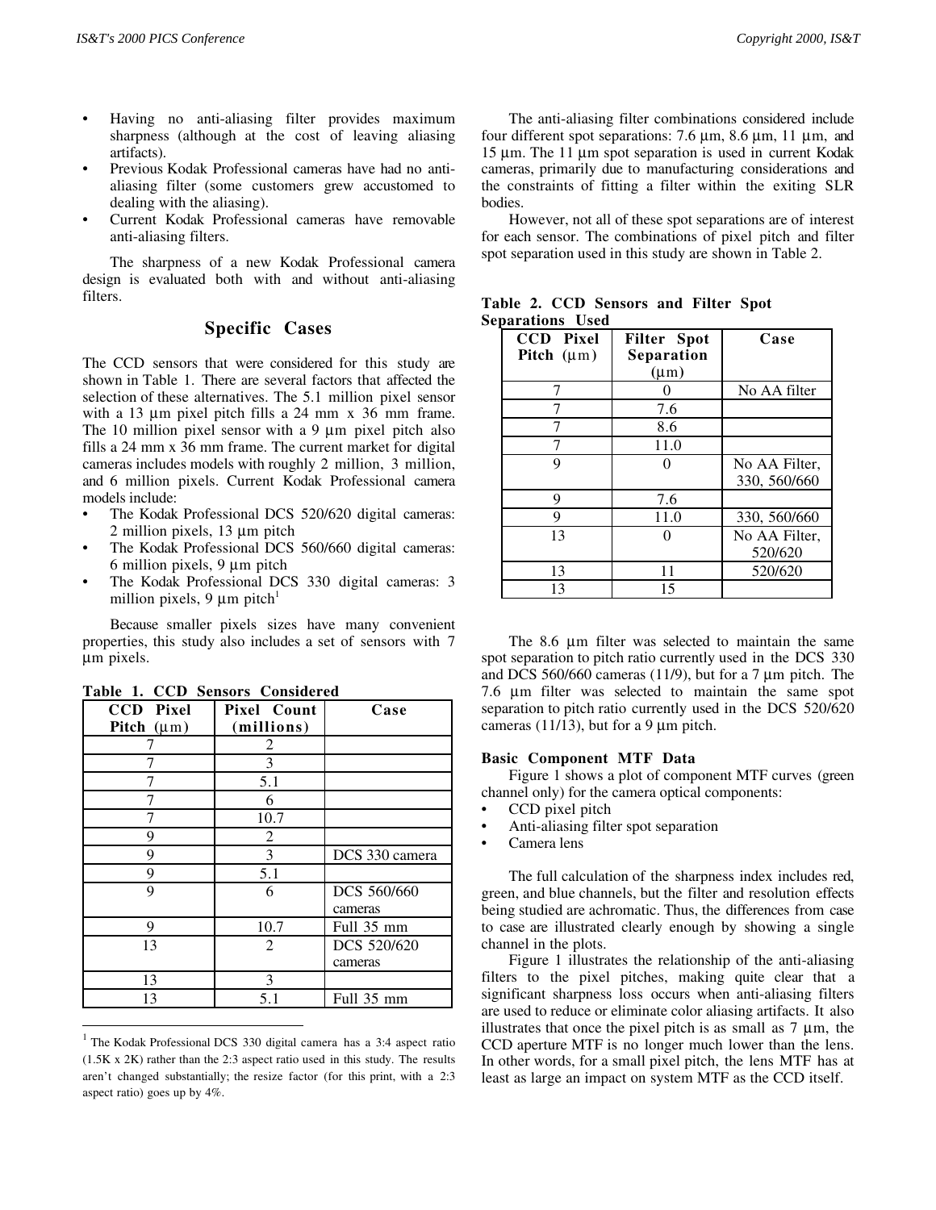- Having no anti-aliasing filter provides maximum sharpness (although at the cost of leaving aliasing artifacts).
- Previous Kodak Professional cameras have had no anti-aliasing filter (some customers grew accustomed to dealing with the aliasing).
- Current Kodak Professional cameras have removable anti-aliasing filters.

The sharpness of a new Kodak Professional camera design is evaluated both with and without anti-aliasing filters.

## Specific Cases

The CCD sensors that were considered for this study are shown in Table 1. There are several factors that affected the selection of these alternatives. The 5.1 million pixel sensor with a 13 µm pixel pitch fills a 24 mm x 36 mm frame. The 10 million pixel sensor with a 9 µm pixel pitch also fills a 24 mm x 36 mm frame. The current market for digital cameras includes models with roughly 2 million, 3 million, and 6 million pixels. Current Kodak Professional camera models include:

- The Kodak Professional DCS 520/620 digital cameras: 2 million pixels, 13 µm pitch
- The Kodak Professional DCS 560/660 digital cameras: 6 million pixels, 9 µm pitch
- The Kodak Professional DCS 330 digital cameras: 3 million pixels, 9 µm pitch[1]

Because smaller pixels sizes have many convenient properties, this study also includes a set of sensors with 7 µm pixels.

**Table 1. CCD Sensors Considered**

| CCD Pixel Pitch (µm) | Pixel Count (millions) | Case |
|---|---|---|
| 7 | 2 | |
| 7 | 3 | |
| 7 | 5.1 | |
| 7 | 6 | |
| 7 | 10.7 | |
| 9 | 2 | |
| 9 | 3 | DCS 330 camera |
| 9 | 5.1 | |
| 9 | 6 | DCS 560/660 cameras |
| 9 | 10.7 | Full 35 mm |
| 13 | 2 | DCS 520/620 cameras |
| 13 | 3 | |
| 13 | 5.1 | Full 35 mm |

[1] The Kodak Professional DCS 330 digital camera has a 3:4 aspect ratio (1.5K x 2K) rather than the 2:3 aspect ratio used in this study. The results aren't changed substantially; the resize factor (for this print, with a 2:3 aspect ratio) goes up by 4%.

The anti-aliasing filter combinations considered include four different spot separations: 7.6 µm, 8.6 µm, 11 µm, and 15 µm. The 11 µm spot separation is used in current Kodak cameras, primarily due to manufacturing considerations and the constraints of fitting a filter within the exiting SLR bodies.

However, not all of these spot separations are of interest for each sensor. The combinations of pixel pitch and filter spot separation used in this study are shown in Table 2.

**Table 2. CCD Sensors and Filter Spot Separations Used**

| CCD Pixel Pitch (µm) | Filter Spot Separation (µm) | Case |
|---|---|---|
| 7 | 0 | No AA filter |
| 7 | 7.6 | |
| 7 | 8.6 | |
| 7 | 11.0 | |
| 9 | 0 | No AA Filter, 330, 560/660 |
| 9 | 7.6 | |
| 9 | 11.0 | 330, 560/660 |
| 13 | 0 | No AA Filter, 520/620 |
| 13 | 11 | 520/620 |
| 13 | 15 | |

The 8.6 µm filter was selected to maintain the same spot separation to pitch ratio currently used in the DCS 330 and DCS 560/660 cameras (11/9), but for a 7 µm pitch. The 7.6 µm filter was selected to maintain the same spot separation to pitch ratio currently used in the DCS 520/620 cameras (11/13), but for a 9 µm pitch.

### Basic Component MTF Data

Figure 1 shows a plot of component MTF curves (green channel only) for the camera optical components:

- CCD pixel pitch
- Anti-aliasing filter spot separation
- Camera lens

The full calculation of the sharpness index includes red, green, and blue channels, but the filter and resolution effects being studied are achromatic. Thus, the differences from case to case are illustrated clearly enough by showing a single channel in the plots.

Figure 1 illustrates the relationship of the anti-aliasing filters to the pixel pitches, making quite clear that a significant sharpness loss occurs when anti-aliasing filters are used to reduce or eliminate color aliasing artifacts. It also illustrates that once the pixel pitch is as small as 7 µm, the CCD aperture MTF is no longer much lower than the lens. In other words, for a small pixel pitch, the lens MTF has at least as large an impact on system MTF as the CCD itself.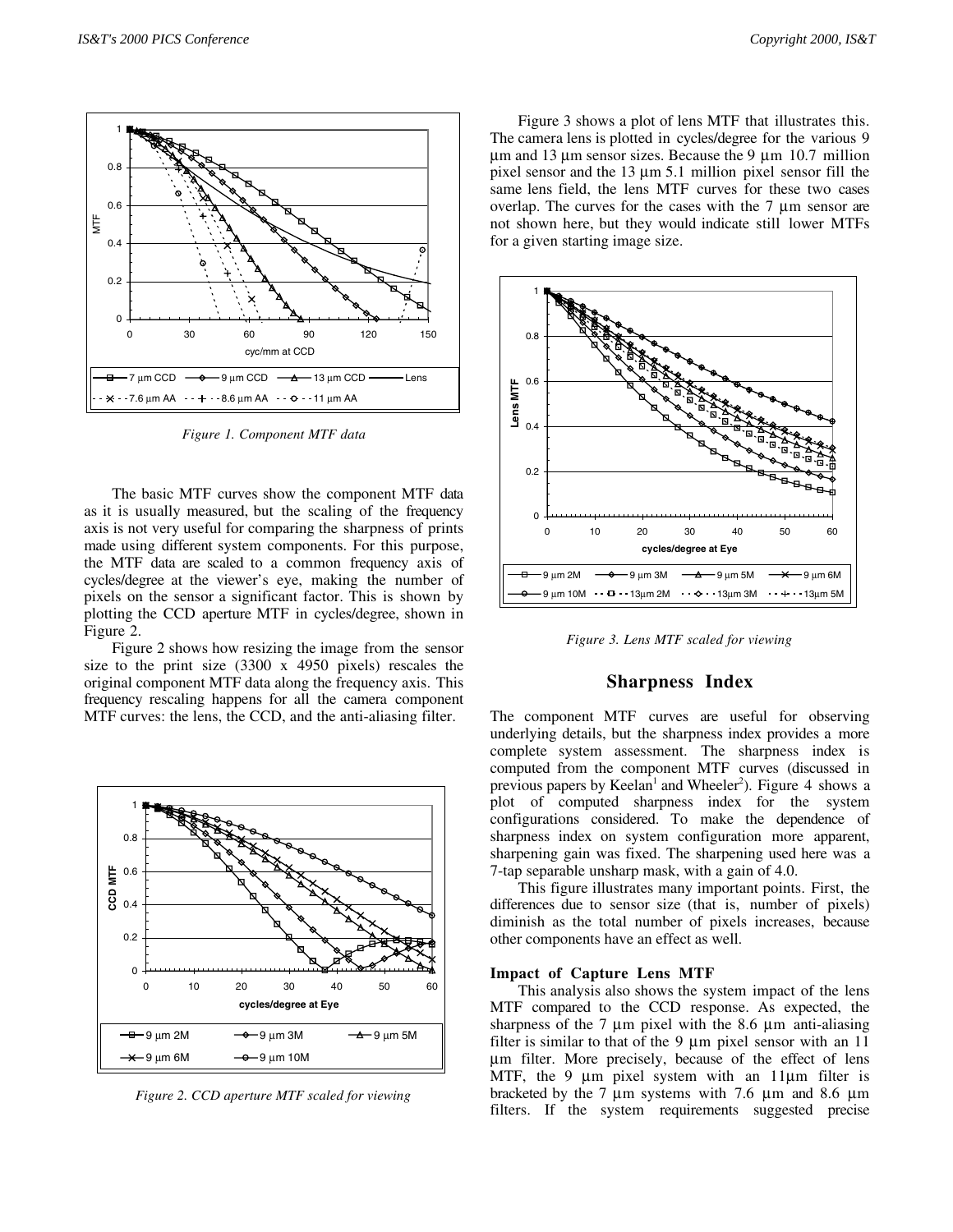*Figure 1. Component MTF data*

The basic MTF curves show the component MTF data as it is usually measured, but the scaling of the frequency axis is not very useful for comparing the sharpness of prints made using different system components. For this purpose, the MTF data are scaled to a common frequency axis of cycles/degree at the viewer's eye, making the number of pixels on the sensor a significant factor. This is shown by plotting the CCD aperture MTF in cycles/degree, shown in Figure 2.

Figure 2 shows how resizing the image from the sensor size to the print size (3300 x 4950 pixels) rescales the original component MTF data along the frequency axis. This frequency rescaling happens for all the camera component MTF curves: the lens, the CCD, and the anti-aliasing filter.

*Figure 2. CCD aperture MTF scaled for viewing*

Figure 3 shows a plot of lens MTF that illustrates this. The camera lens is plotted in cycles/degree for the various 9 µm and 13 µm sensor sizes. Because the 9 µm 10.7 million pixel sensor and the 13 µm 5.1 million pixel sensor fill the same lens field, the lens MTF curves for these two cases overlap. The curves for the cases with the 7 µm sensor are not shown here, but they would indicate still lower MTFs for a given starting image size.

*Figure 3. Lens MTF scaled for viewing*

## Sharpness Index

The component MTF curves are useful for observing underlying details, but the sharpness index provides a more complete system assessment. The sharpness index is computed from the component MTF curves (discussed in previous papers by Keelan[1] and Wheeler[2]). Figure 4 shows a plot of computed sharpness index for the system configurations considered. To make the dependence of sharpness index on system configuration more apparent, sharpening gain was fixed. The sharpening used here was a 7-tap separable unsharp mask, with a gain of 4.0.

This figure illustrates many important points. First, the differences due to sensor size (that is, number of pixels) diminish as the total number of pixels increases, because other components have an effect as well.

### Impact of Capture Lens MTF

This analysis also shows the system impact of the lens MTF compared to the CCD response. As expected, the sharpness of the 7 µm pixel with the 8.6 µm anti-aliasing filter is similar to that of the 9 µm pixel sensor with an 11 µm filter. More precisely, because of the effect of lens MTF, the 9 µm pixel system with an 11µm filter is bracketed by the 7 µm systems with 7.6 µm and 8.6 µm filters. If the system requirements suggested precise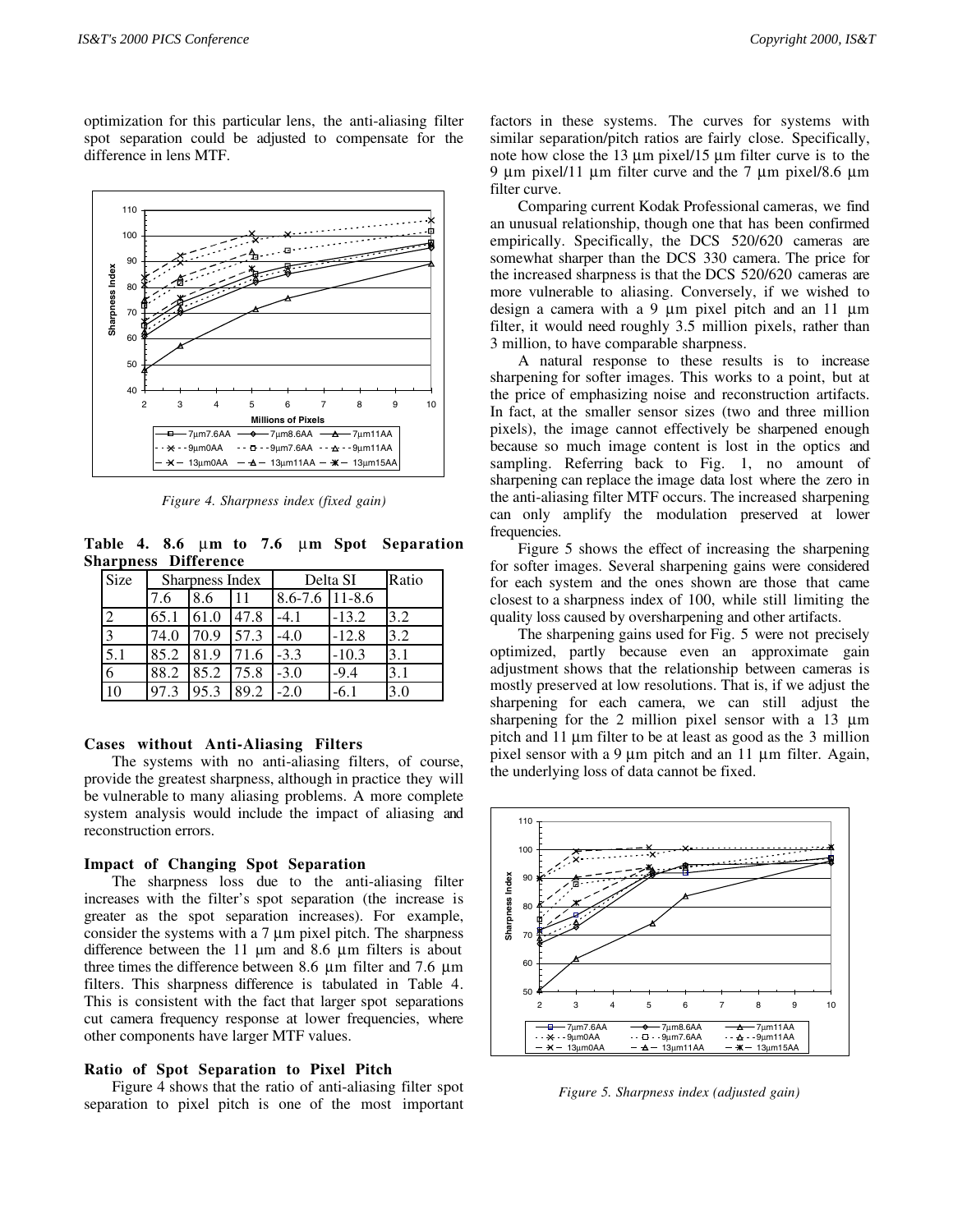optimization for this particular lens, the anti-aliasing filter spot separation could be adjusted to compensate for the difference in lens MTF.

*Figure 4. Sharpness index (fixed gain)*

**Table 4. 8.6 µm to 7.6 µm Spot Separation Sharpness Difference**

| Size | Sharpness Index | | | Delta SI | | Ratio |
|---|---|---|---|---|---|---|
| | 7.6 | 8.6 | 11 | 8.6-7.6 | 11-8.6 | |
| 2 | 65.1 | 61.0 | 47.8 | -4.1 | -13.2 | 3.2 |
| 3 | 74.0 | 70.9 | 57.3 | -4.0 | -12.8 | 3.2 |
| 5.1 | 85.2 | 81.9 | 71.6 | -3.3 | -10.3 | 3.1 |
| 6 | 88.2 | 85.2 | 75.8 | -3.0 | -9.4 | 3.1 |
| 10 | 97.3 | 95.3 | 89.2 | -2.0 | -6.1 | 3.0 |

### Cases without Anti-Aliasing Filters

The systems with no anti-aliasing filters, of course, provide the greatest sharpness, although in practice they will be vulnerable to many aliasing problems. A more complete system analysis would include the impact of aliasing and reconstruction errors.

### Impact of Changing Spot Separation

The sharpness loss due to the anti-aliasing filter increases with the filter's spot separation (the increase is greater as the spot separation increases). For example, consider the systems with a 7 µm pixel pitch. The sharpness difference between the 11 µm and 8.6 µm filters is about three times the difference between 8.6 µm filter and 7.6 µm filters. This sharpness difference is tabulated in Table 4. This is consistent with the fact that larger spot separations cut camera frequency response at lower frequencies, where other components have larger MTF values.

### Ratio of Spot Separation to Pixel Pitch

Figure 4 shows that the ratio of anti-aliasing filter spot separation to pixel pitch is one of the most important factors in these systems. The curves for systems with similar separation/pitch ratios are fairly close. Specifically, note how close the 13 µm pixel/15 µm filter curve is to the 9 µm pixel/11 µm filter curve and the 7 µm pixel/8.6 µm filter curve.

Comparing current Kodak Professional cameras, we find an unusual relationship, though one that has been confirmed empirically. Specifically, the DCS 520/620 cameras are somewhat sharper than the DCS 330 camera. The price for the increased sharpness is that the DCS 520/620 cameras are more vulnerable to aliasing. Conversely, if we wished to design a camera with a 9 µm pixel pitch and an 11 µm filter, it would need roughly 3.5 million pixels, rather than 3 million, to have comparable sharpness.

A natural response to these results is to increase sharpening for softer images. This works to a point, but at the price of emphasizing noise and reconstruction artifacts. In fact, at the smaller sensor sizes (two and three million pixels), the image cannot effectively be sharpened enough because so much image content is lost in the optics and sampling. Referring back to Fig. 1, no amount of sharpening can replace the image data lost where the zero in the anti-aliasing filter MTF occurs. The increased sharpening can only amplify the modulation preserved at lower frequencies.

Figure 5 shows the effect of increasing the sharpening for softer images. Several sharpening gains were considered for each system and the ones shown are those that came closest to a sharpness index of 100, while still limiting the quality loss caused by oversharpening and other artifacts.

The sharpening gains used for Fig. 5 were not precisely optimized, partly because even an approximate gain adjustment shows that the relationship between cameras is mostly preserved at low resolutions. That is, if we adjust the sharpening for each camera, we can still adjust the sharpening for the 2 million pixel sensor with a 13 µm pitch and 11 µm filter to be at least as good as the 3 million pixel sensor with a 9 µm pitch and an 11 µm filter. Again, the underlying loss of data cannot be fixed.

*Figure 5. Sharpness index (adjusted gain)*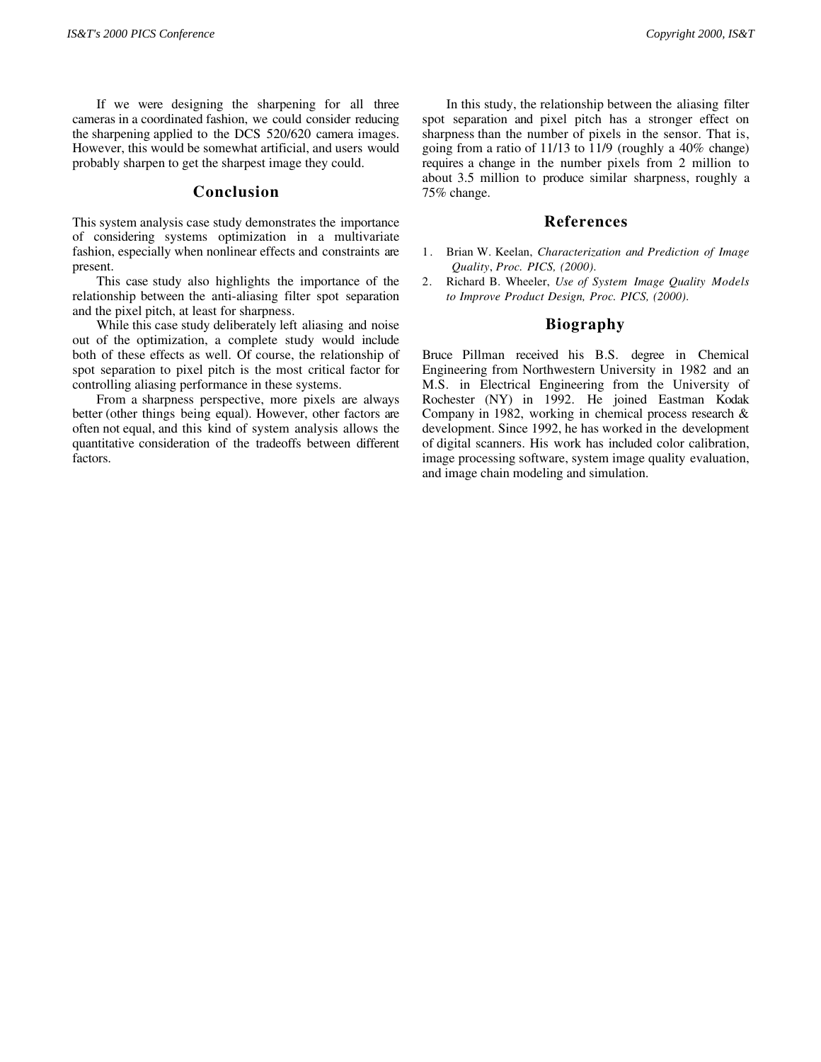If we were designing the sharpening for all three cameras in a coordinated fashion, we could consider reducing the sharpening applied to the DCS 520/620 camera images. However, this would be somewhat artificial, and users would probably sharpen to get the sharpest image they could.

## Conclusion

This system analysis case study demonstrates the importance of considering systems optimization in a multivariate fashion, especially when nonlinear effects and constraints are present.

This case study also highlights the importance of the relationship between the anti-aliasing filter spot separation and the pixel pitch, at least for sharpness.

While this case study deliberately left aliasing and noise out of the optimization, a complete study would include both of these effects as well. Of course, the relationship of spot separation to pixel pitch is the most critical factor for controlling aliasing performance in these systems.

From a sharpness perspective, more pixels are always better (other things being equal). However, other factors are often not equal, and this kind of system analysis allows the quantitative consideration of the tradeoffs between different factors.

In this study, the relationship between the aliasing filter spot separation and pixel pitch has a stronger effect on sharpness than the number of pixels in the sensor. That is, going from a ratio of 11/13 to 11/9 (roughly a 40% change) requires a change in the number pixels from 2 million to about 3.5 million to produce similar sharpness, roughly a 75% change.

## References

1. Brian W. Keelan, *Characterization and Prediction of Image Quality*, *Proc. PICS, (2000).*
2. Richard B. Wheeler, *Use of System Image Quality Models to Improve Product Design, Proc. PICS, (2000).*

## Biography

Bruce Pillman received his B.S. degree in Chemical Engineering from Northwestern University in 1982 and an M.S. in Electrical Engineering from the University of Rochester (NY) in 1992. He joined Eastman Kodak Company in 1982, working in chemical process research & development. Since 1992, he has worked in the development of digital scanners. His work has included color calibration, image processing software, system image quality evaluation, and image chain modeling and simulation.